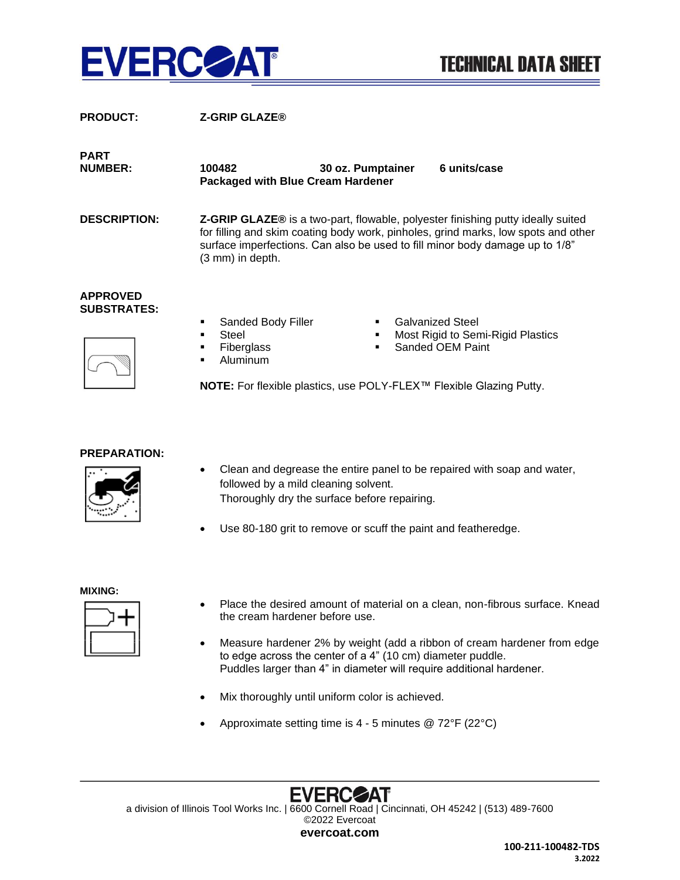# EVERCOAT TECHNICAL DATA SHEET

**PRODUCT:** **Z-GRIP GLAZE®**

**PART NUMBER:** **100482** **30 oz. Pumptainer** **6 units/case**
**Packaged with Blue Cream Hardener**

**DESCRIPTION:** **Z-GRIP GLAZE®** is a two-part, flowable, polyester finishing putty ideally suited for filling and skim coating body work, pinholes, grind marks, low spots and other surface imperfections. Can also be used to fill minor body damage up to 1/8" (3 mm) in depth.

**APPROVED SUBSTRATES:**

- Sanded Body Filler
- Steel
- Fiberglass
- Aluminum
- Galvanized Steel
- Most Rigid to Semi-Rigid Plastics
- Sanded OEM Paint

**NOTE:** For flexible plastics, use POLY-FLEX™ Flexible Glazing Putty.

**PREPARATION:**

- Clean and degrease the entire panel to be repaired with soap and water, followed by a mild cleaning solvent.
  Thoroughly dry the surface before repairing.
- Use 80-180 grit to remove or scuff the paint and featheredge.

**MIXING:**

- Place the desired amount of material on a clean, non-fibrous surface. Knead the cream hardener before use.
- Measure hardener 2% by weight (add a ribbon of cream hardener from edge to edge across the center of a 4" (10 cm) diameter puddle.
  Puddles larger than 4" in diameter will require additional hardener.
- Mix thoroughly until uniform color is achieved.
- Approximate setting time is 4 - 5 minutes @ 72°F (22°C)

EVERCOAT
a division of Illinois Tool Works Inc. | 6600 Cornell Road | Cincinnati, OH 45242 | (513) 489-7600
©2022 Evercoat
**evercoat.com**

**100-211-100482-TDS**
**3.2022**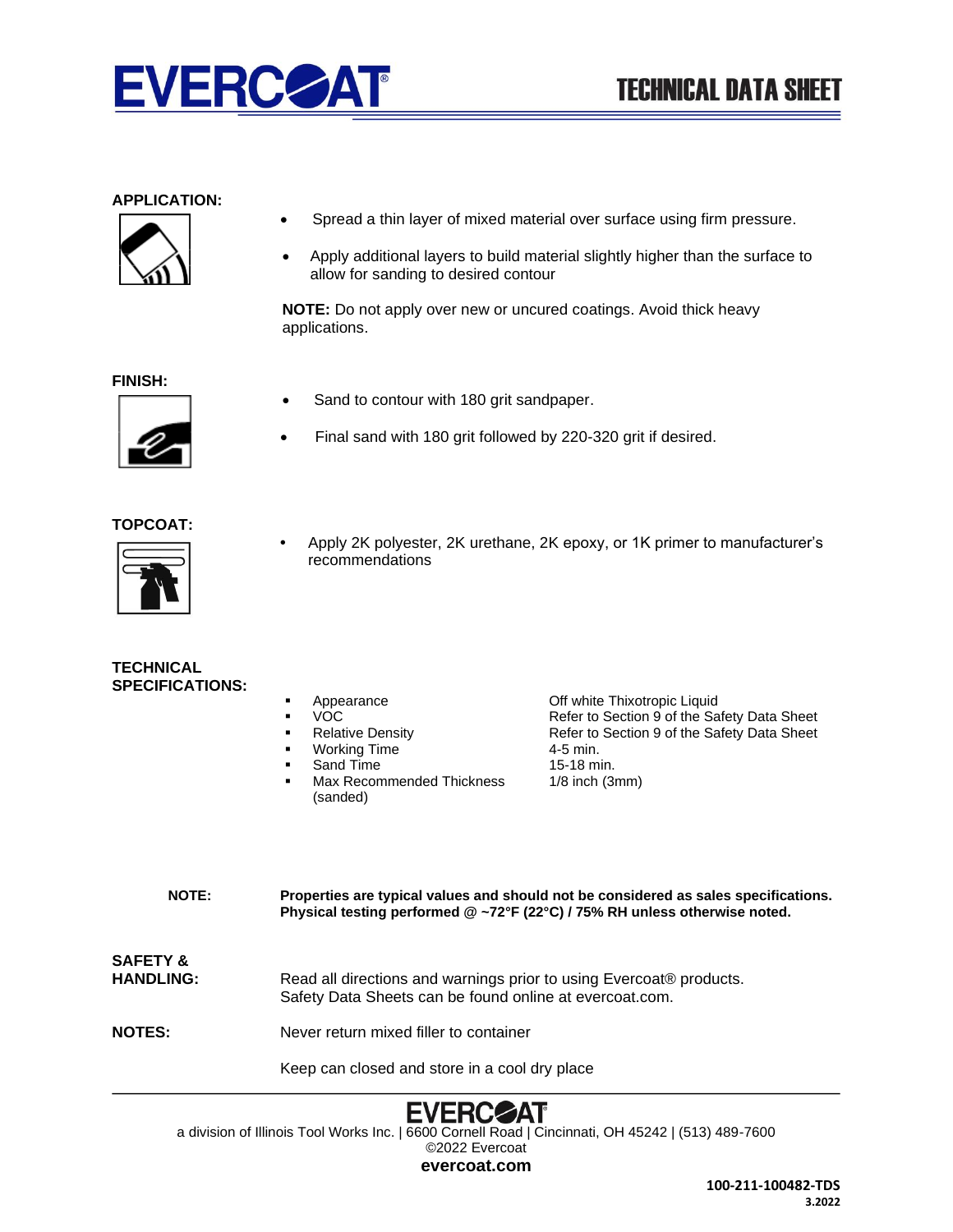## APPLICATION:

- Spread a thin layer of mixed material over surface using firm pressure.
- Apply additional layers to build material slightly higher than the surface to allow for sanding to desired contour

**NOTE:** Do not apply over new or uncured coatings. Avoid thick heavy applications.

## FINISH:

- Sand to contour with 180 grit sandpaper.
- Final sand with 180 grit followed by 220-320 grit if desired.

## TOPCOAT:

- Apply 2K polyester, 2K urethane, 2K epoxy, or 1K primer to manufacturer's recommendations

## TECHNICAL SPECIFICATIONS:

| Property | Value |
|---|---|
| Appearance | Off white Thixotropic Liquid |
| VOC | Refer to Section 9 of the Safety Data Sheet |
| Relative Density | Refer to Section 9 of the Safety Data Sheet |
| Working Time | 4-5 min. |
| Sand Time | 15-18 min. |
| Max Recommended Thickness (sanded) | 1/8 inch (3mm) |

**NOTE:** **Properties are typical values and should not be considered as sales specifications. Physical testing performed @ ~72°F (22°C) / 75% RH unless otherwise noted.**

## SAFETY & HANDLING:

Read all directions and warnings prior to using Evercoat® products. Safety Data Sheets can be found online at evercoat.com.

## NOTES:

Never return mixed filler to container

Keep can closed and store in a cool dry place

EVERCOAT®
a division of Illinois Tool Works Inc. | 6600 Cornell Road | Cincinnati, OH 45242 | (513) 489-7600
©2022 Evercoat
**evercoat.com**

**100-211-100482-TDS**
**3.2022**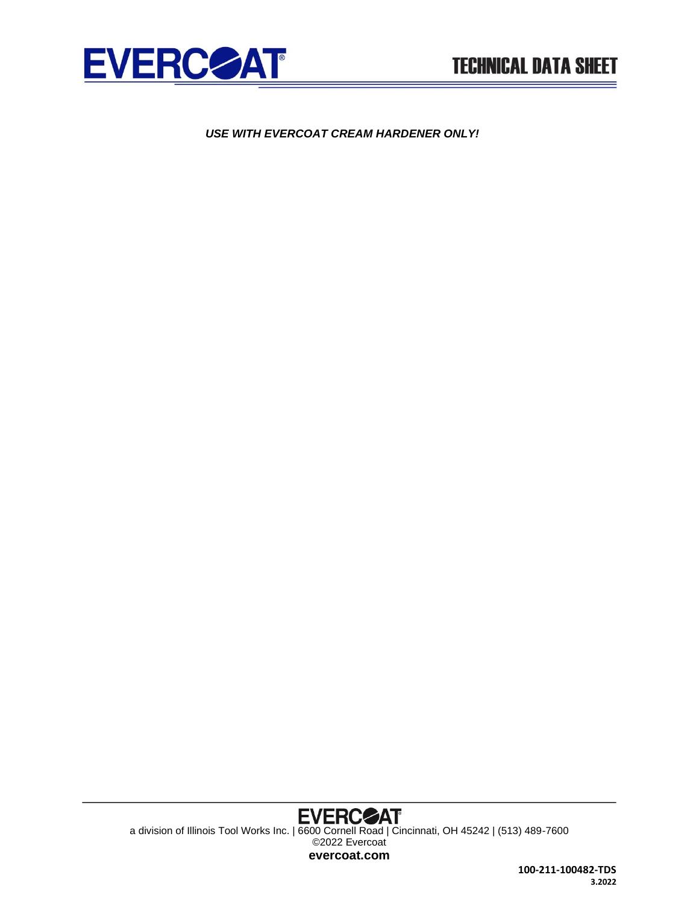***USE WITH EVERCOAT CREAM HARDENER ONLY!***